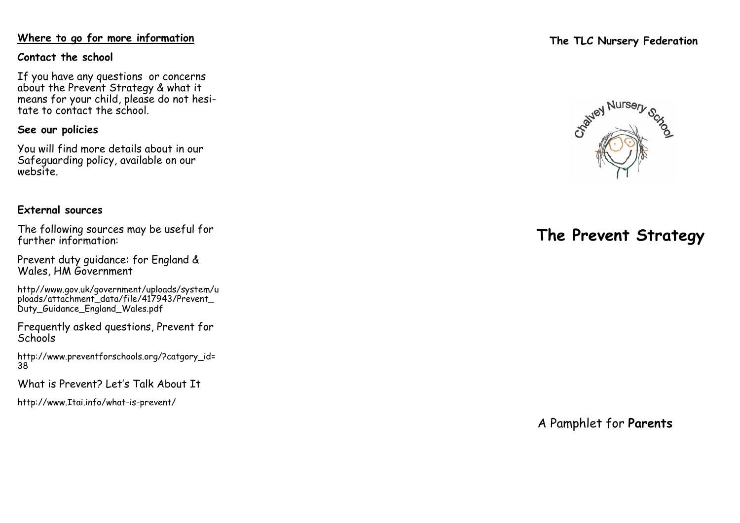## Where to go for more information

### Contact the school

If you have any questions or concerns about the Prevent Strategy & what it means for your child, please do not hesitate to contact the school.

### See our policies

You will find more details about in our Safeguarding policy, available on our website.

### External sources

The following sources may be useful for further information:

Prevent duty guidance: for England & Wales, HM Government

http//www.gov.uk/government/uploads/system/uploads/attachment_data/file/417943/Prevent_Duty_Guidance_England_Wales.pdf

Frequently asked questions, Prevent for Schools

http://www.preventforschools.org/?catgory_id=38

What is Prevent? Let's Talk About It

http://www.Itai.info/what-is-prevent/

**The TLC Nursery Federation**

Chalvey Nursery School

# The Prevent Strategy

A Pamphlet for **Parents**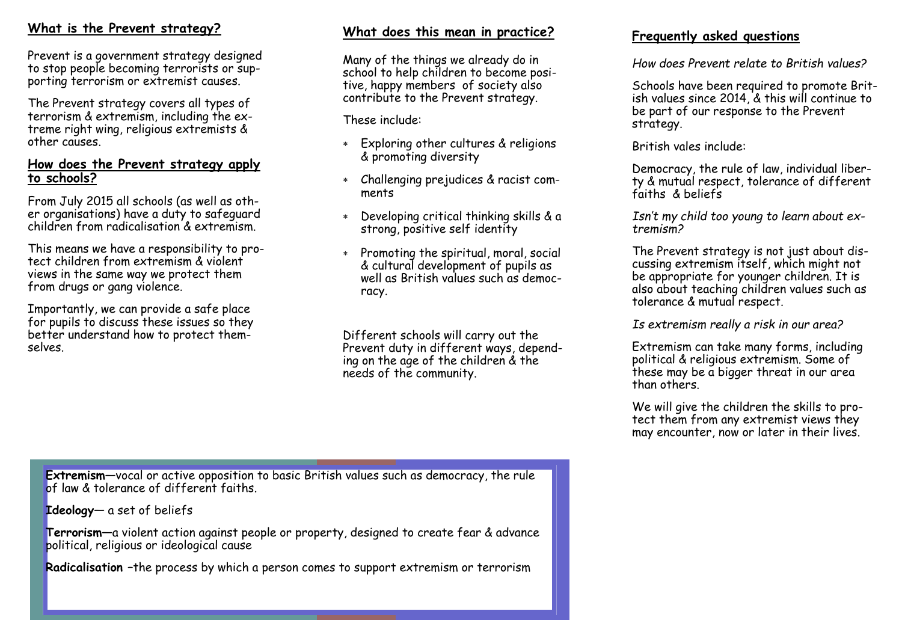## What is the Prevent strategy?

Prevent is a government strategy designed to stop people becoming terrorists or supporting terrorism or extremist causes.

The Prevent strategy covers all types of terrorism & extremism, including the extreme right wing, religious extremists & other causes.

## How does the Prevent strategy apply to schools?

From July 2015 all schools (as well as other organisations) have a duty to safeguard children from radicalisation & extremism.

This means we have a responsibility to protect children from extremism & violent views in the same way we protect them from drugs or gang violence.

Importantly, we can provide a safe place for pupils to discuss these issues so they better understand how to protect themselves.

## What does this mean in practice?

Many of the things we already do in school to help children to become positive, happy members of society also contribute to the Prevent strategy.

These include:

- Exploring other cultures & religions & promoting diversity
- Challenging prejudices & racist comments
- Developing critical thinking skills & a strong, positive self identity
- Promoting the spiritual, moral, social & cultural development of pupils as well as British values such as democracy.

Different schools will carry out the Prevent duty in different ways, depending on the age of the children & the needs of the community.

## Frequently asked questions

*How does Prevent relate to British values?*

Schools have been required to promote British values since 2014, & this will continue to be part of our response to the Prevent strategy.

British vales include:

Democracy, the rule of law, individual liberty & mutual respect, tolerance of different faiths & beliefs

*Isn't my child too young to learn about extremism?*

The Prevent strategy is not just about discussing extremism itself, which might not be appropriate for younger children. It is also about teaching children values such as tolerance & mutual respect.

*Is extremism really a risk in our area?*

Extremism can take many forms, including political & religious extremism. Some of these may be a bigger threat in our area than others.

We will give the children the skills to protect them from any extremist views they may encounter, now or later in their lives.

**Extremism**—vocal or active opposition to basic British values such as democracy, the rule of law & tolerance of different faiths.

**Ideology**— a set of beliefs

**Terrorism**—a violent action against people or property, designed to create fear & advance political, religious or ideological cause

**Radicalisation** –the process by which a person comes to support extremism or terrorism